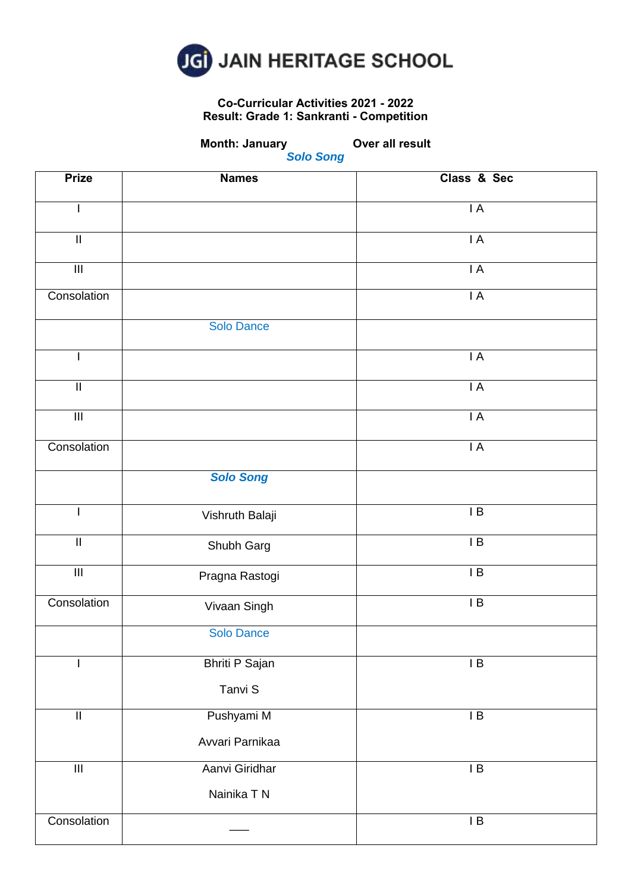# JAIN HERITAGE SCHOOL

**Co-Curricular Activities 2021 - 2022**
**Result: Grade 1: Sankranti - Competition**

**Month: January** **Over all result**

***Solo Song***

| Prize | Names | Class & Sec |
|---|---|---|
| I | | I A |
| II | | I A |
| III | | I A |
| Consolation | | I A |
| | Solo Dance | |
| I | | I A |
| II | | I A |
| III | | I A |
| Consolation | | I A |
| | ***Solo Song*** | |
| I | Vishruth Balaji | I B |
| II | Shubh Garg | I B |
| III | Pragna Rastogi | I B |
| Consolation | Vivaan Singh | I B |
| | Solo Dance | |
| I | Bhriti P Sajan<br>Tanvi S | I B |
| II | Pushyami M<br>Avvari Parnikaa | I B |
| III | Aanvi Giridhar<br>Nainika T N | I B |
| Consolation | ___ | I B |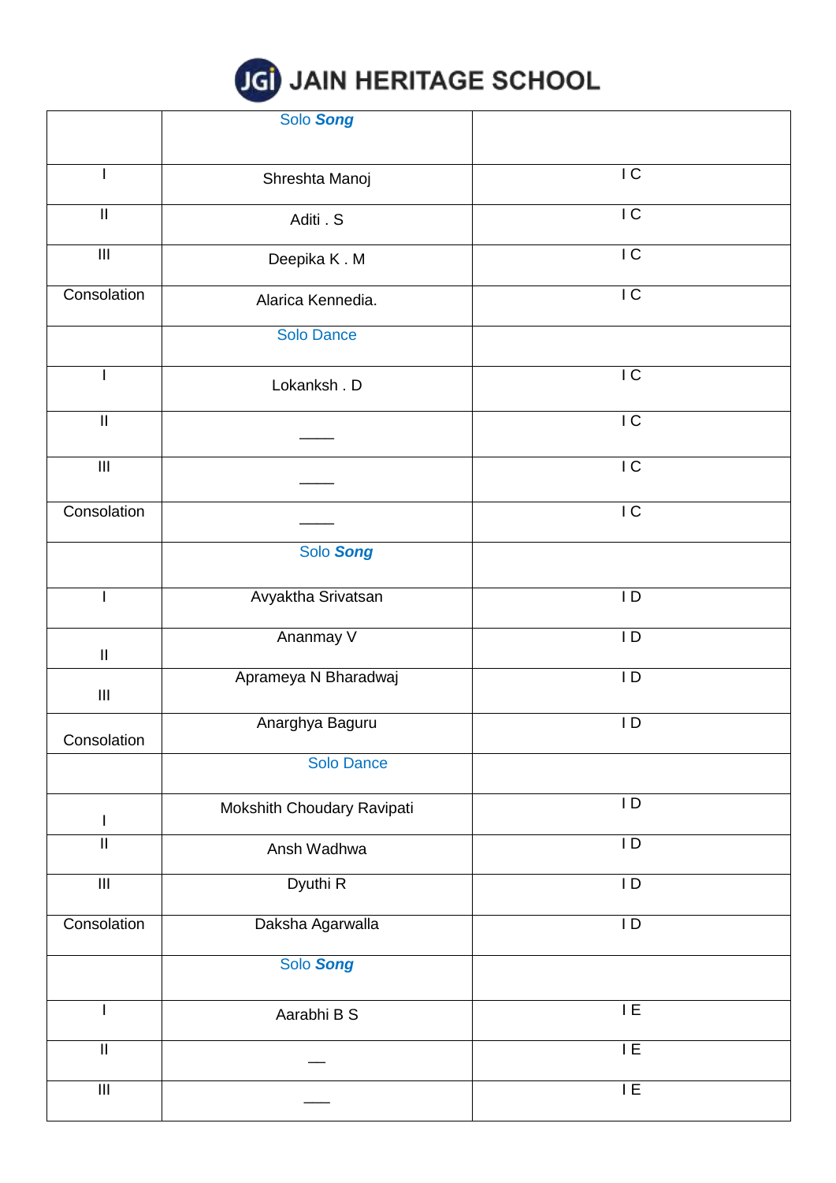# JAIN HERITAGE SCHOOL

| | Solo **Song** | |
|---|---|---|
| I | Shreshta Manoj | I C |
| II | Aditi . S | I C |
| III | Deepika K . M | I C |
| Consolation | Alarica Kennedia. | I C |
| | Solo Dance | |
| I | Lokanksh . D | I C |
| II | _____ | I C |
| III | _____ | I C |
| Consolation | _____ | I C |
| | Solo **Song** | |
| I | Avyaktha Srivatsan | I D |
| II | Ananmay V | I D |
| III | Aprameya N Bharadwaj | I D |
| Consolation | Anarghya Baguru | I D |
| | Solo Dance | |
| I | Mokshith Choudary Ravipati | I D |
| II | Ansh Wadhwa | I D |
| III | Dyuthi R | I D |
| Consolation | Daksha Agarwalla | I D |
| | Solo **Song** | |
| I | Aarabhi B S | I E |
| II | ___ | I E |
| III | ____ | I E |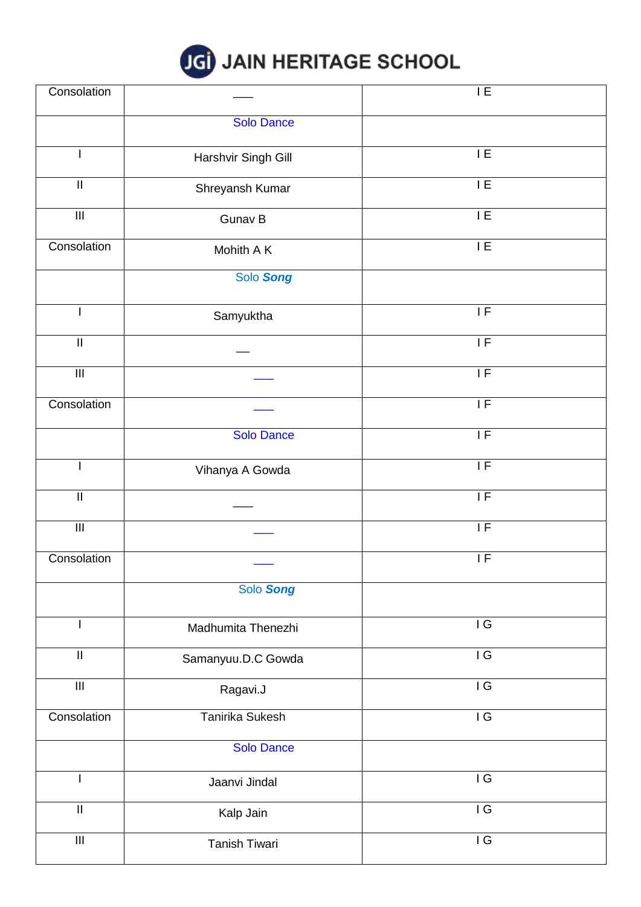# JAIN HERITAGE SCHOOL

| | | |
|---|---|---|
| Consolation | ___ | I E |
| | Solo Dance | |
| I | Harshvir Singh Gill | I E |
| II | Shreyansh Kumar | I E |
| III | Gunav B | I E |
| Consolation | Mohith A K | I E |
| | Solo ***Song*** | |
| I | Samyuktha | I F |
| II | ___ | I F |
| III | ___ | I F |
| Consolation | ___ | I F |
| | Solo Dance | I F |
| I | Vihanya A Gowda | I F |
| II | ___ | I F |
| III | ___ | I F |
| Consolation | ___ | I F |
| | Solo ***Song*** | |
| I | Madhumita Thenezhi | I G |
| II | Samanyuu.D.C Gowda | I G |
| III | Ragavi.J | I G |
| Consolation | Tanirika Sukesh | I G |
| | Solo Dance | |
| I | Jaanvi Jindal | I G |
| II | Kalp Jain | I G |
| III | Tanish Tiwari | I G |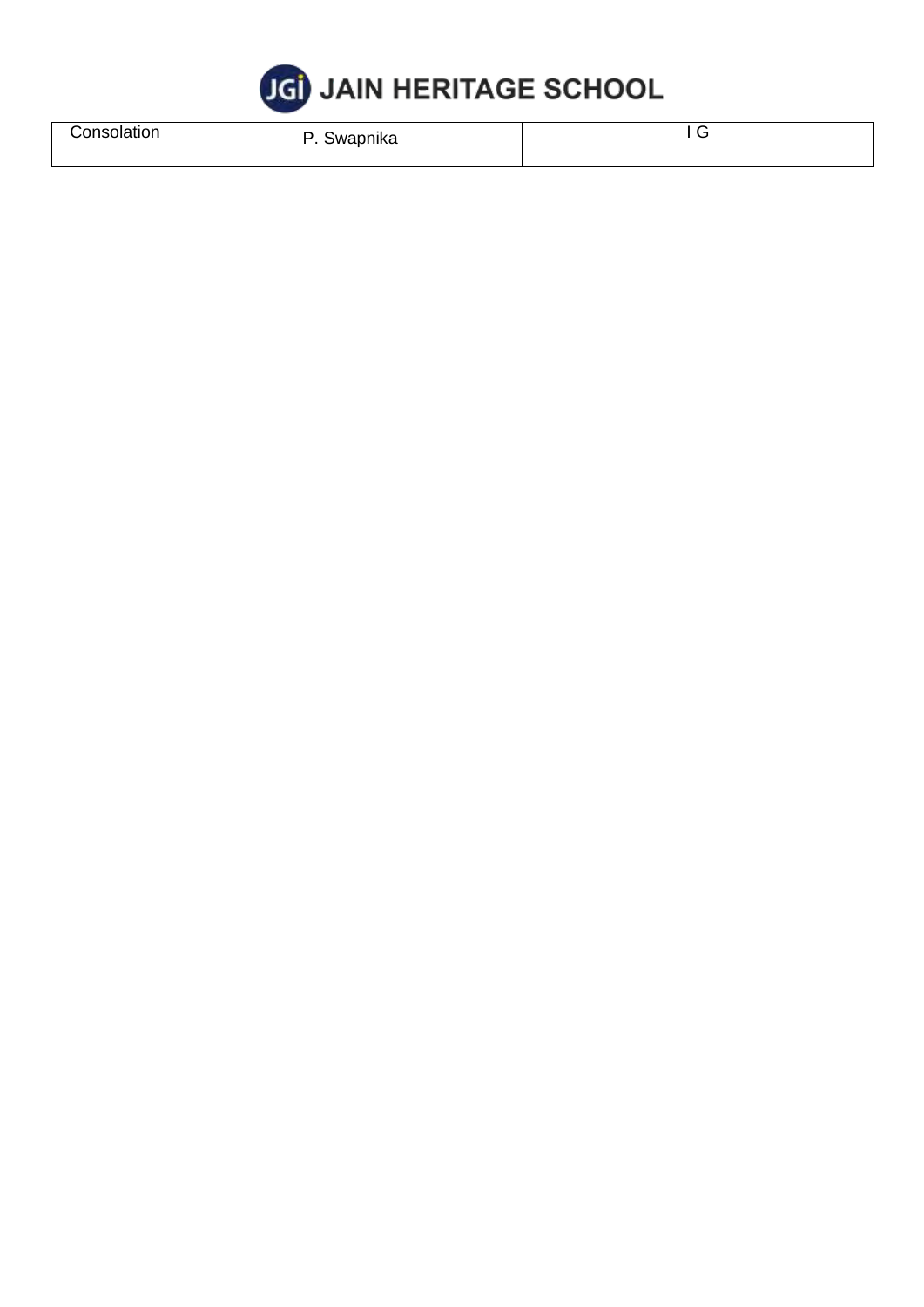| Consolation | P. Swapnika | I G |
| --- | --- | --- |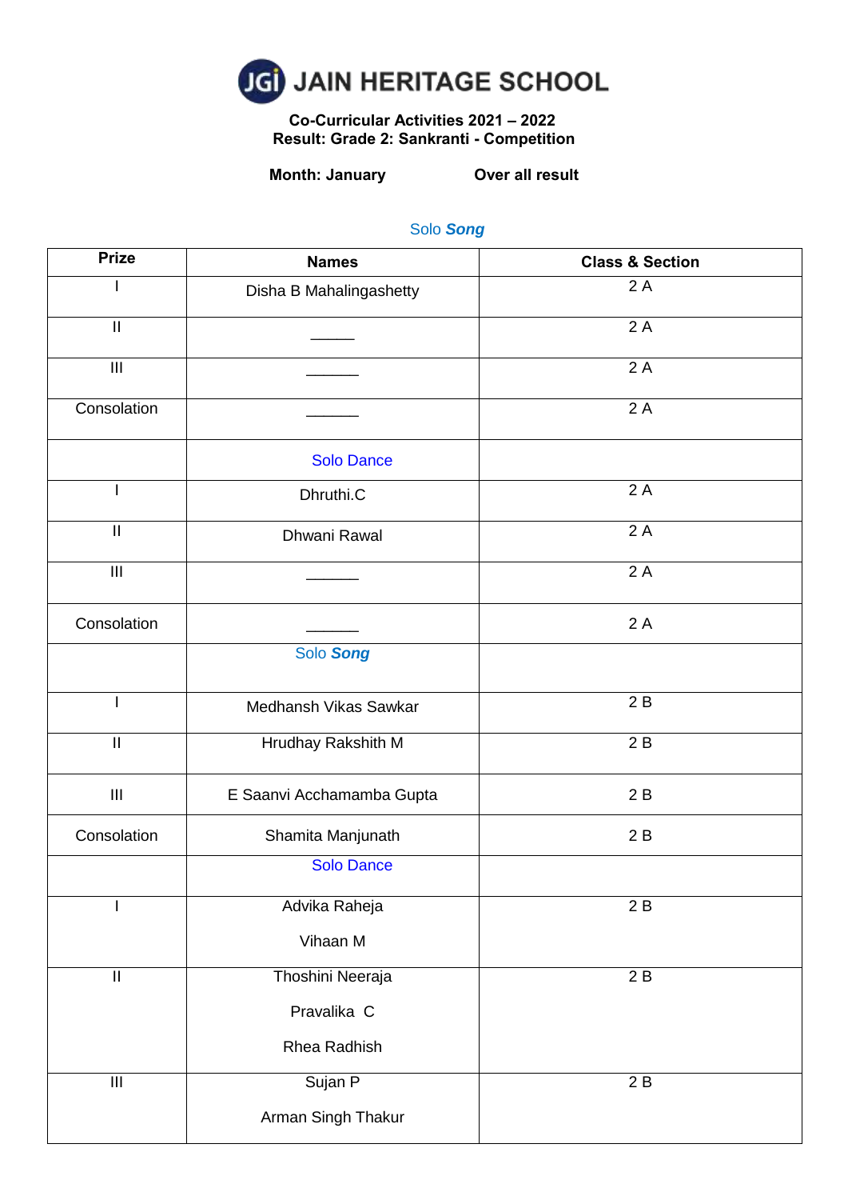# JGI JAIN HERITAGE SCHOOL

**Co-Curricular Activities 2021 – 2022**
**Result: Grade 2: Sankranti - Competition**

**Month: January** **Over all result**

Solo ***Song***

| Prize | Names | Class & Section |
|---|---|---|
| I | Disha B Mahalingashetty | 2 A |
| II | _____ | 2 A |
| III | ______ | 2 A |
| Consolation | ______ | 2 A |
| | Solo Dance | |
| I | Dhruthi.C | 2 A |
| II | Dhwani Rawal | 2 A |
| III | ______ | 2 A |
| Consolation | ______ | 2 A |
| | Solo ***Song*** | |
| I | Medhansh Vikas Sawkar | 2 B |
| II | Hrudhay Rakshith M | 2 B |
| III | E Saanvi Acchamamba Gupta | 2 B |
| Consolation | Shamita Manjunath | 2 B |
| | Solo Dance | |
| I | Advika Raheja<br>Vihaan M | 2 B |
| II | Thoshini Neeraja<br>Pravalika C<br>Rhea Radhish | 2 B |
| III | Sujan P<br>Arman Singh Thakur | 2 B |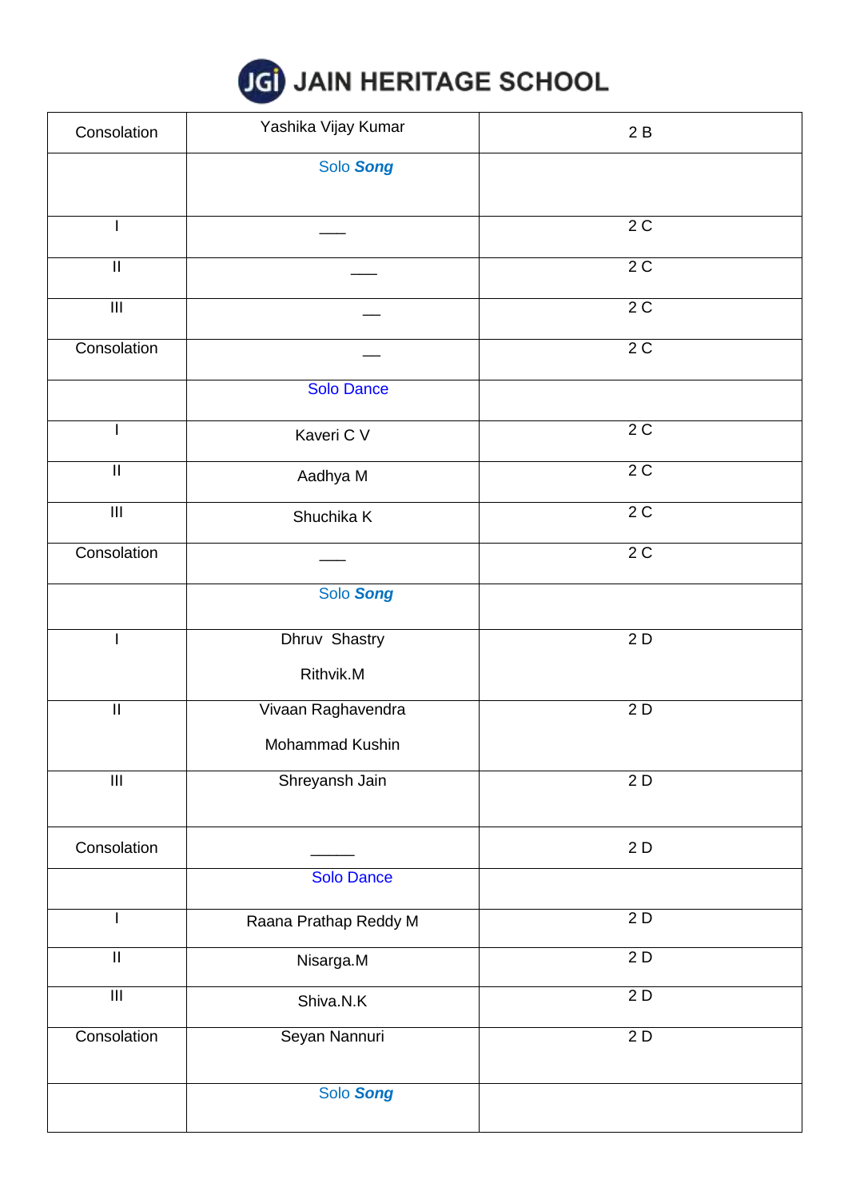# JAIN HERITAGE SCHOOL

| Consolation | Yashika Vijay Kumar | 2 B |
|---|---|---|
| | Solo ***Song*** | |
| I | ___ | 2 C |
| II | ___ | 2 C |
| III | __ | 2 C |
| Consolation | __ | 2 C |
| | Solo Dance | |
| I | Kaveri C V | 2 C |
| II | Aadhya M | 2 C |
| III | Shuchika K | 2 C |
| Consolation | ___ | 2 C |
| | Solo ***Song*** | |
| I | Dhruv Shastry<br>Rithvik.M | 2 D |
| II | Vivaan Raghavendra<br>Mohammad Kushin | 2 D |
| III | Shreyansh Jain | 2 D |
| Consolation | _____ | 2 D |
| | Solo Dance | |
| I | Raana Prathap Reddy M | 2 D |
| II | Nisarga.M | 2 D |
| III | Shiva.N.K | 2 D |
| Consolation | Seyan Nannuri | 2 D |
| | Solo ***Song*** | |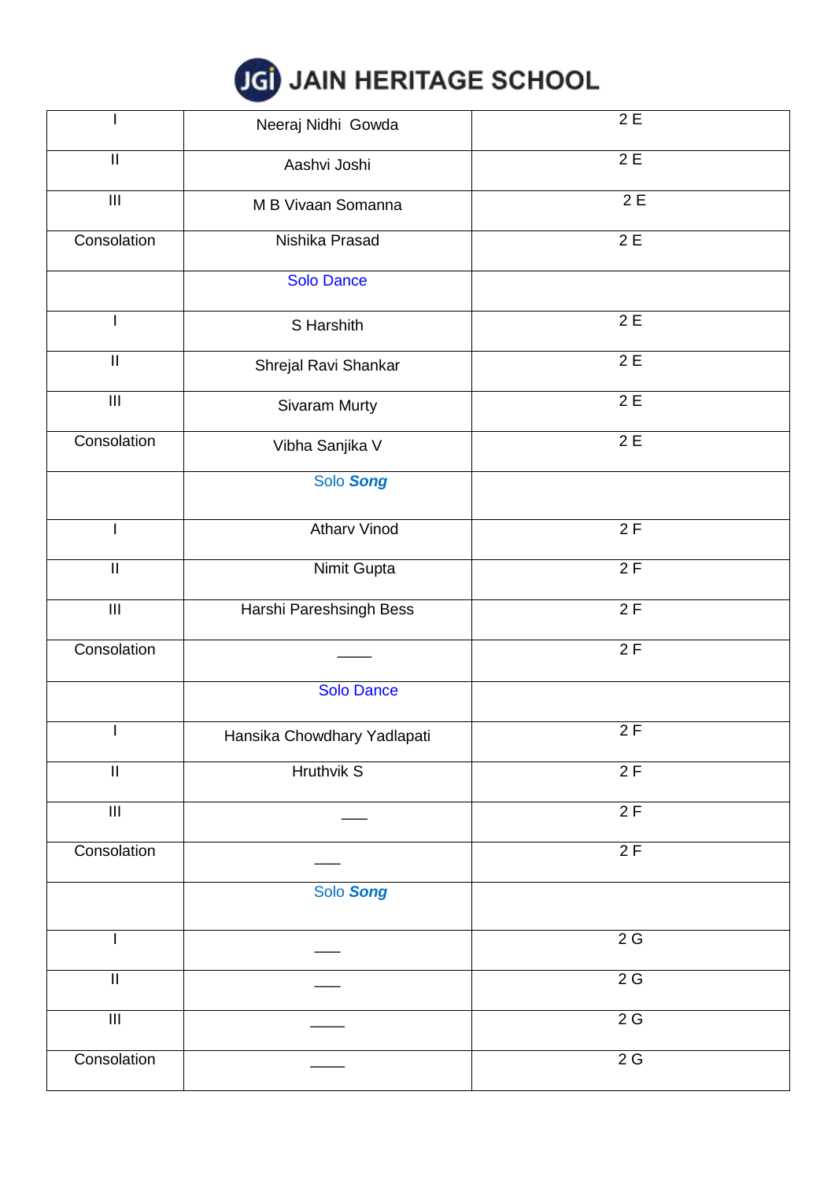# JAIN HERITAGE SCHOOL

| | | |
|---|---|---|
| I | Neeraj Nidhi Gowda | 2 E |
| II | Aashvi Joshi | 2 E |
| III | M B Vivaan Somanna | 2 E |
| Consolation | Nishika Prasad | 2 E |
| | Solo Dance | |
| I | S Harshith | 2 E |
| II | Shrejal Ravi Shankar | 2 E |
| III | Sivaram Murty | 2 E |
| Consolation | Vibha Sanjika V | 2 E |
| | Solo ***Song*** | |
| I | Atharv Vinod | 2 F |
| II | Nimit Gupta | 2 F |
| III | Harshi Pareshsingh Bess | 2 F |
| Consolation | ____ | 2 F |
| | Solo Dance | |
| I | Hansika Chowdhary Yadlapati | 2 F |
| II | Hruthvik S | 2 F |
| III | ___ | 2 F |
| Consolation | ___ | 2 F |
| | Solo ***Song*** | |
| I | ___ | 2 G |
| II | ___ | 2 G |
| III | ____ | 2 G |
| Consolation | ____ | 2 G |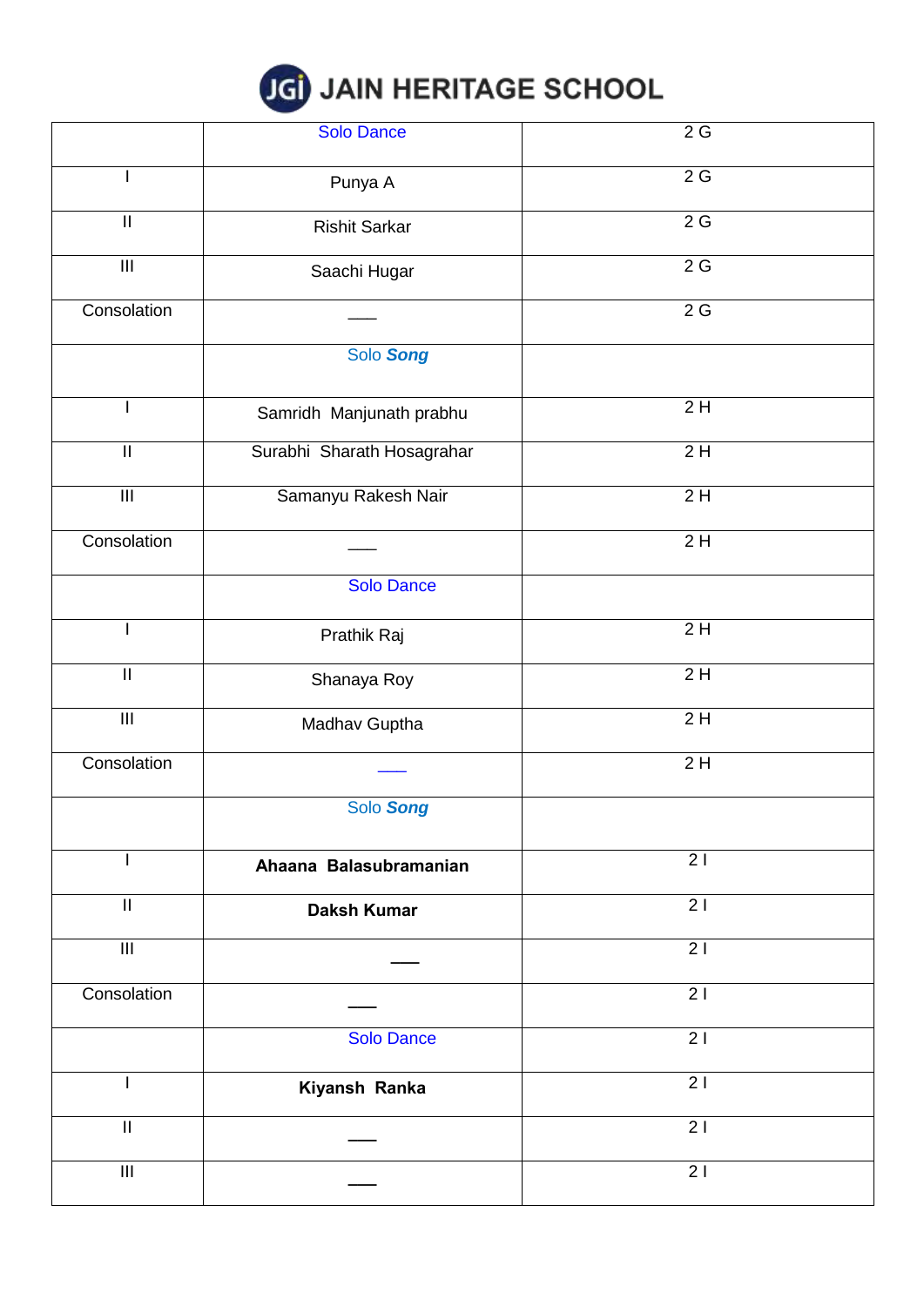# JAIN HERITAGE SCHOOL

| | Solo Dance | 2 G |
|---|---|---|
| I | Punya A | 2 G |
| II | Rishit Sarkar | 2 G |
| III | Saachi Hugar | 2 G |
| Consolation | ___ | 2 G |
| | Solo ***Song*** | |
| I | Samridh Manjunath prabhu | 2 H |
| II | Surabhi Sharath Hosagrahar | 2 H |
| III | Samanyu Rakesh Nair | 2 H |
| Consolation | ___ | 2 H |
| | Solo Dance | |
| I | Prathik Raj | 2 H |
| II | Shanaya Roy | 2 H |
| III | Madhav Guptha | 2 H |
| Consolation | ___ | 2 H |
| | Solo ***Song*** | |
| I | **Ahaana Balasubramanian** | 2 I |
| II | **Daksh Kumar** | 2 I |
| III | ___ | 2 I |
| Consolation | ___ | 2 I |
| | Solo Dance | 2 I |
| I | **Kiyansh Ranka** | 2 I |
| II | ___ | 2 I |
| III | ___ | 2 I |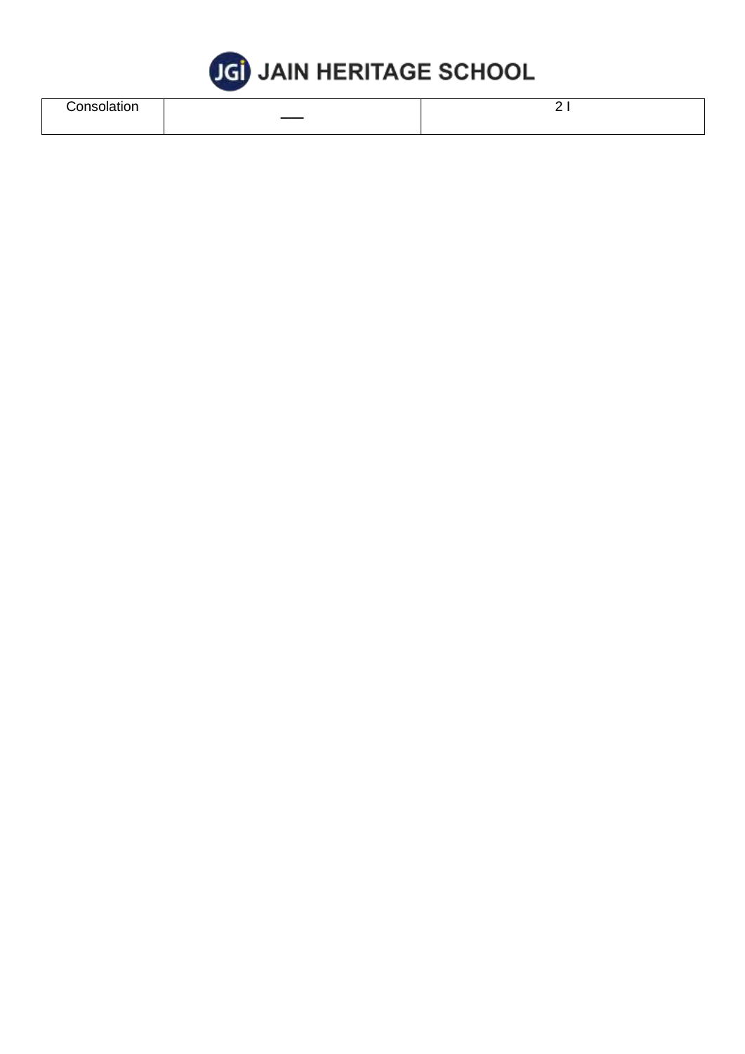| Consolation | — | 2 I |
| --- | --- | --- |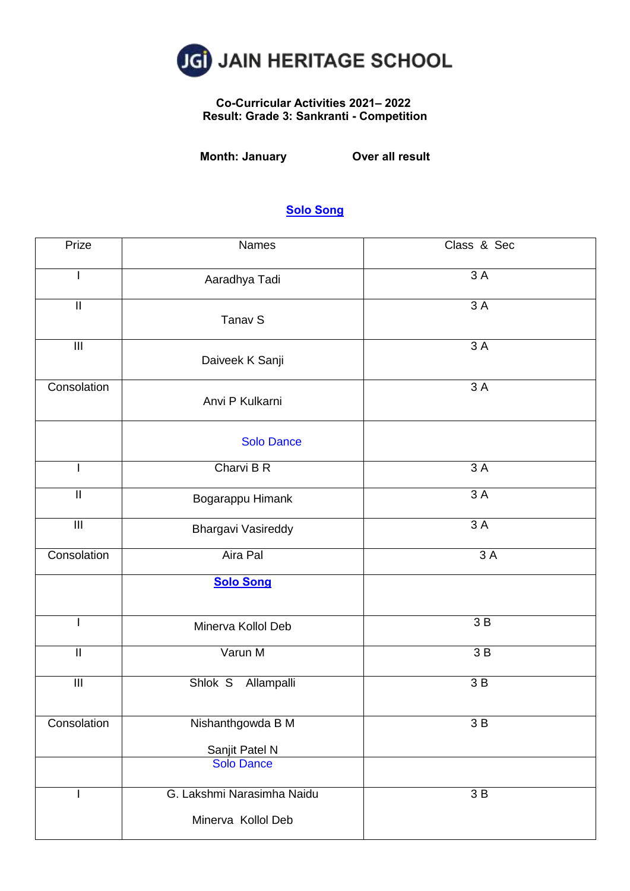# JAIN HERITAGE SCHOOL

**Co-Curricular Activities 2021– 2022**
**Result: Grade 3: Sankranti - Competition**

**Month: January** **Over all result**

## Solo Song

| Prize | Names | Class & Sec |
|---|---|---|
| I | Aaradhya Tadi | 3 A |
| II | Tanav S | 3 A |
| III | Daiveek K Sanji | 3 A |
| Consolation | Anvi P Kulkarni | 3 A |
| | Solo Dance | |
| I | Charvi B R | 3 A |
| II | Bogarappu Himank | 3 A |
| III | Bhargavi Vasireddy | 3 A |
| Consolation | Aira Pal | 3 A |
| | **Solo Song** | |
| I | Minerva Kollol Deb | 3 B |
| II | Varun M | 3 B |
| III | Shlok S Allampalli | 3 B |
| Consolation | Nishanthgowda B M<br>Sanjit Patel N | 3 B |
| | Solo Dance | |
| I | G. Lakshmi Narasimha Naidu<br>Minerva Kollol Deb | 3 B |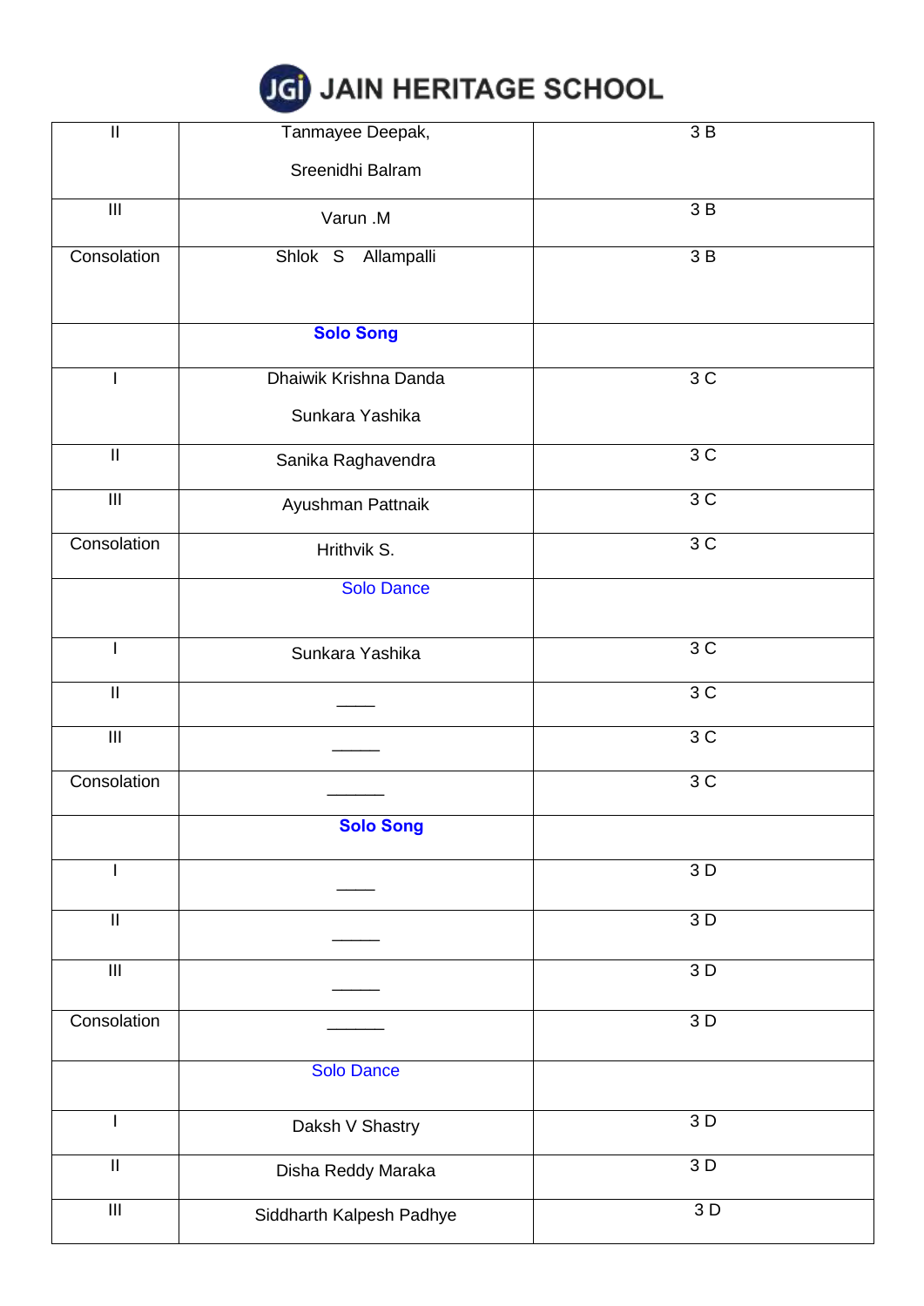# JAIN HERITAGE SCHOOL

| | | |
|---|---|---|
| II | Tanmayee Deepak,<br><br>Sreenidhi Balram | 3 B |
| III | Varun .M | 3 B |
| Consolation | Shlok S Allampalli | 3 B |
| | **Solo Song** | |
| I | Dhaiwik Krishna Danda<br><br>Sunkara Yashika | 3 C |
| II | Sanika Raghavendra | 3 C |
| III | Ayushman Pattnaik | 3 C |
| Consolation | Hrithvik S. | 3 C |
| | Solo Dance | |
| I | Sunkara Yashika | 3 C |
| II | ____ | 3 C |
| III | _____ | 3 C |
| Consolation | ______ | 3 C |
| | **Solo Song** | |
| I | ____ | 3 D |
| II | _____ | 3 D |
| III | _____ | 3 D |
| Consolation | ______ | 3 D |
| | Solo Dance | |
| I | Daksh V Shastry | 3 D |
| II | Disha Reddy Maraka | 3 D |
| III | Siddharth Kalpesh Padhye | 3 D |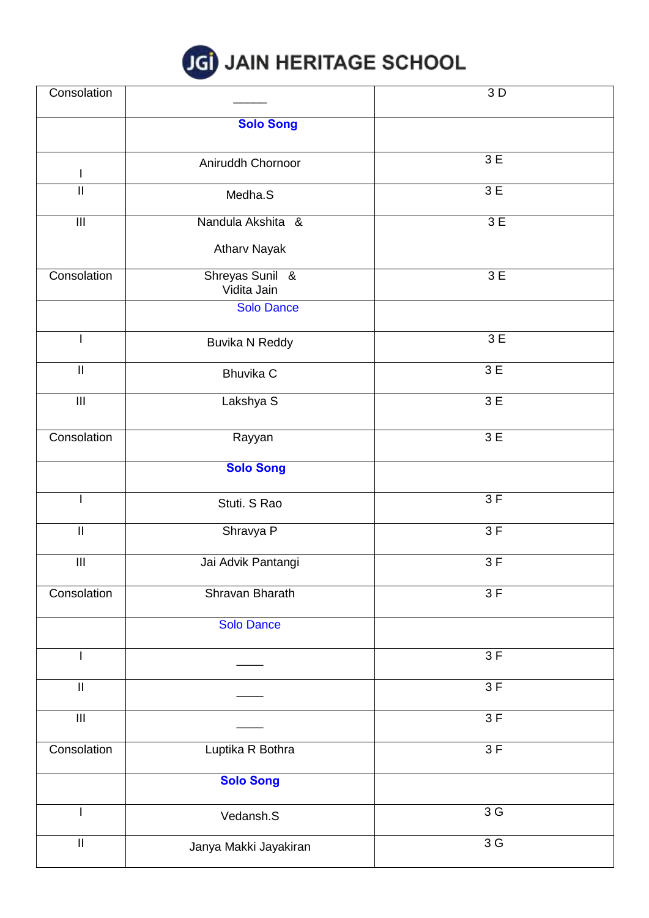# JAIN HERITAGE SCHOOL

| Consolation | _____ | 3 D |
|---|---|---|
| | **Solo Song** | |
| I | Aniruddh Chornoor | 3 E |
| II | Medha.S | 3 E |
| III | Nandula Akshita & Atharv Nayak | 3 E |
| Consolation | Shreyas Sunil & Vidita Jain | 3 E |
| | Solo Dance | |
| I | Buvika N Reddy | 3 E |
| II | Bhuvika C | 3 E |
| III | Lakshya S | 3 E |
| Consolation | Rayyan | 3 E |
| | **Solo Song** | |
| I | Stuti. S Rao | 3 F |
| II | Shravya P | 3 F |
| III | Jai Advik Pantangi | 3 F |
| Consolation | Shravan Bharath | 3 F |
| | Solo Dance | |
| I | ____ | 3 F |
| II | ____ | 3 F |
| III | ____ | 3 F |
| Consolation | Luptika R Bothra | 3 F |
| | **Solo Song** | |
| I | Vedansh.S | 3 G |
| II | Janya Makki Jayakiran | 3 G |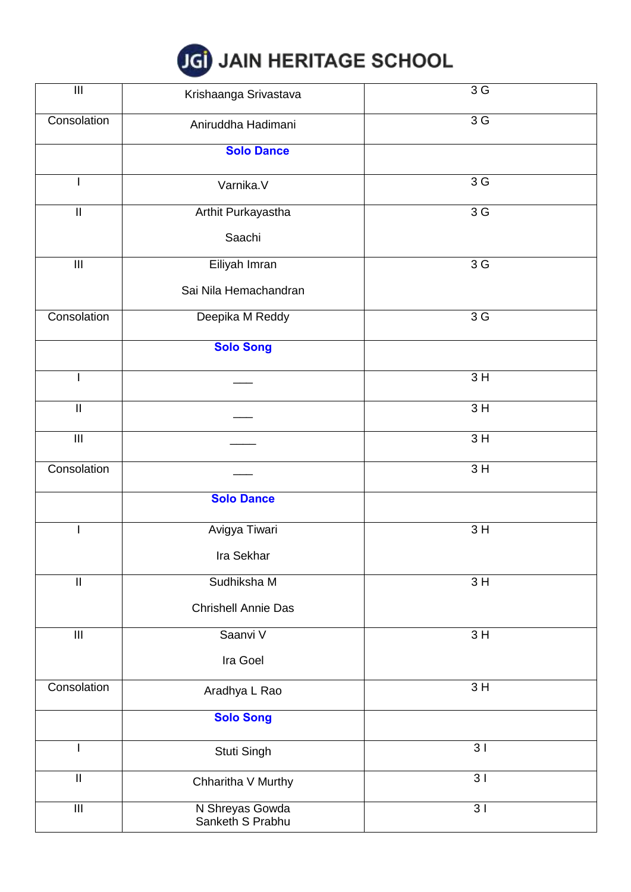# JAIN HERITAGE SCHOOL

| | | |
|---|---|---|
| III | Krishaanga Srivastava | 3 G |
| Consolation | Aniruddha Hadimani | 3 G |
| | **Solo Dance** | |
| I | Varnika.V | 3 G |
| II | Arthit Purkayastha<br>Saachi | 3 G |
| III | Eiliyah Imran<br>Sai Nila Hemachandran | 3 G |
| Consolation | Deepika M Reddy | 3 G |
| | **Solo Song** | |
| I | ___ | 3 H |
| II | ___ | 3 H |
| III | ____ | 3 H |
| Consolation | ___ | 3 H |
| | **Solo Dance** | |
| I | Avigya Tiwari<br>Ira Sekhar | 3 H |
| II | Sudhiksha M<br>Chrishell Annie Das | 3 H |
| III | Saanvi V<br>Ira Goel | 3 H |
| Consolation | Aradhya L Rao | 3 H |
| | **Solo Song** | |
| I | Stuti Singh | 3 I |
| II | Chharitha V Murthy | 3 I |
| III | N Shreyas Gowda<br>Sanketh S Prabhu | 3 I |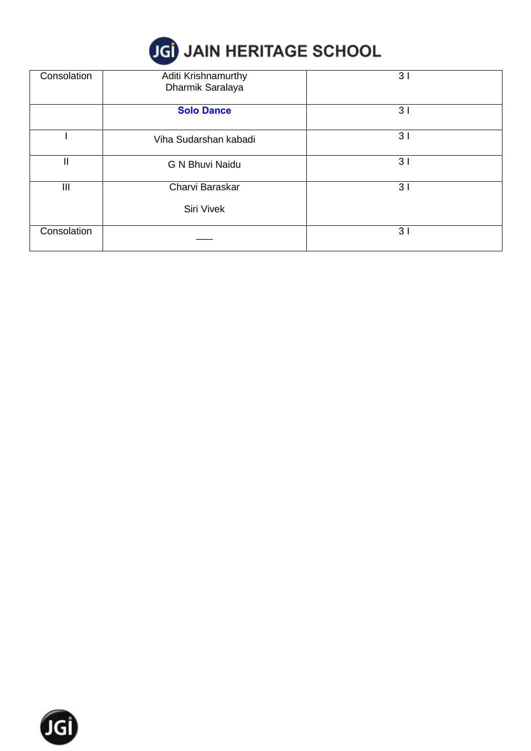| | | |
|---|---|---|
| Consolation | Aditi Krishnamurthy<br>Dharmik Saralaya | 3 I |
| | **Solo Dance** | 3 I |
| I | Viha Sudarshan kabadi | 3 I |
| II | G N Bhuvi Naidu | 3 I |
| III | Charvi Baraskar<br>Siri Vivek | 3 I |
| Consolation | ___ | 3 I |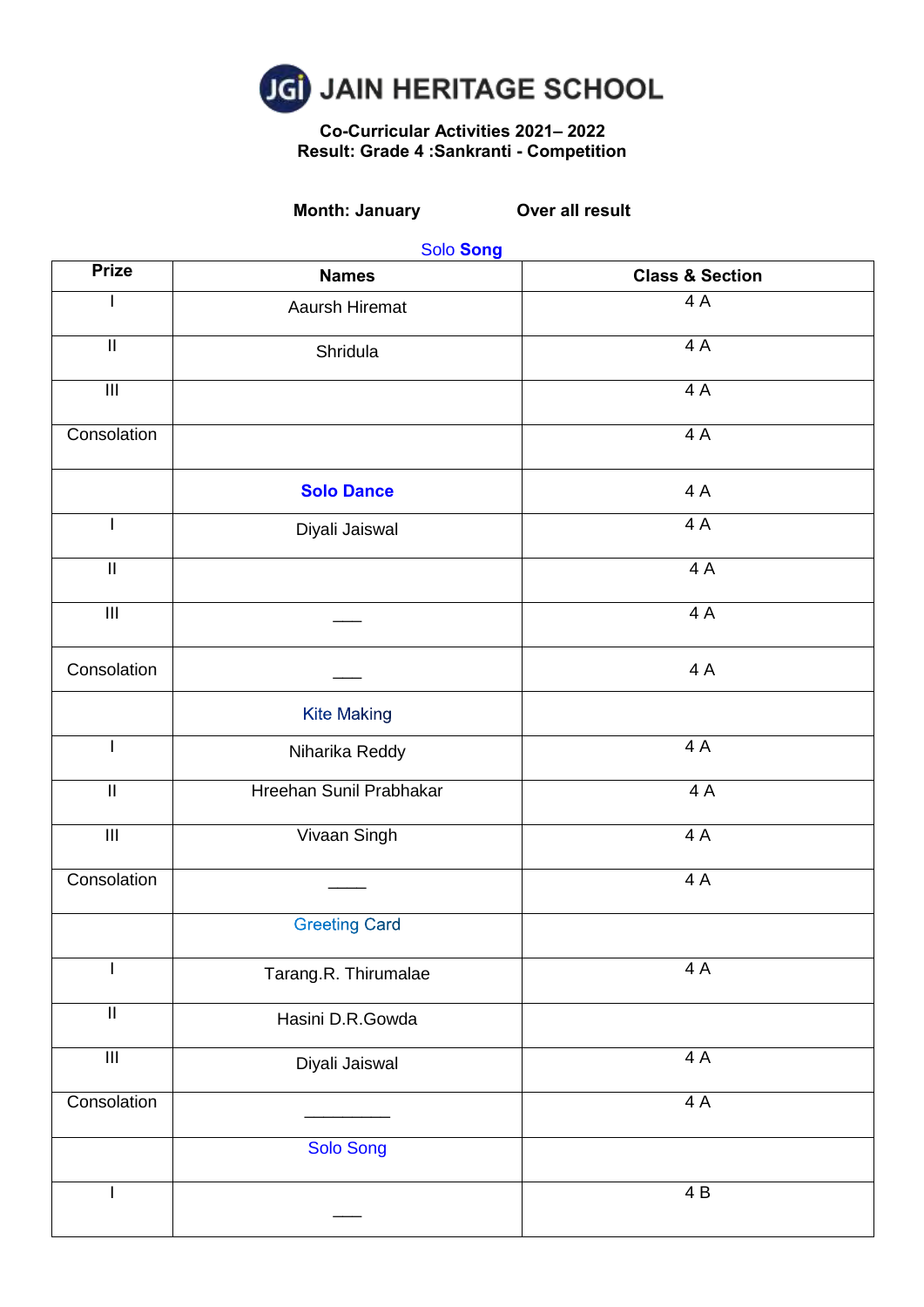# JAIN HERITAGE SCHOOL

**Co-Curricular Activities 2021– 2022**
**Result: Grade 4 :Sankranti - Competition**

**Month: January** **Over all result**

Solo **Song**

| Prize | Names | Class & Section |
|---|---|---|
| I | Aaursh Hiremat | 4 A |
| II | Shridula | 4 A |
| III | | 4 A |
| Consolation | | 4 A |
| | **Solo Dance** | 4 A |
| I | Diyali Jaiswal | 4 A |
| II | | 4 A |
| III | ___ | 4 A |
| Consolation | ___ | 4 A |
| | Kite Making | |
| I | Niharika Reddy | 4 A |
| II | Hreehan Sunil Prabhakar | 4 A |
| III | Vivaan Singh | 4 A |
| Consolation | ____ | 4 A |
| | Greeting Card | |
| I | Tarang.R. Thirumalae | 4 A |
| II | Hasini D.R.Gowda | |
| III | Diyali Jaiswal | 4 A |
| Consolation | _________ | 4 A |
| | Solo Song | |
| I | ___ | 4 B |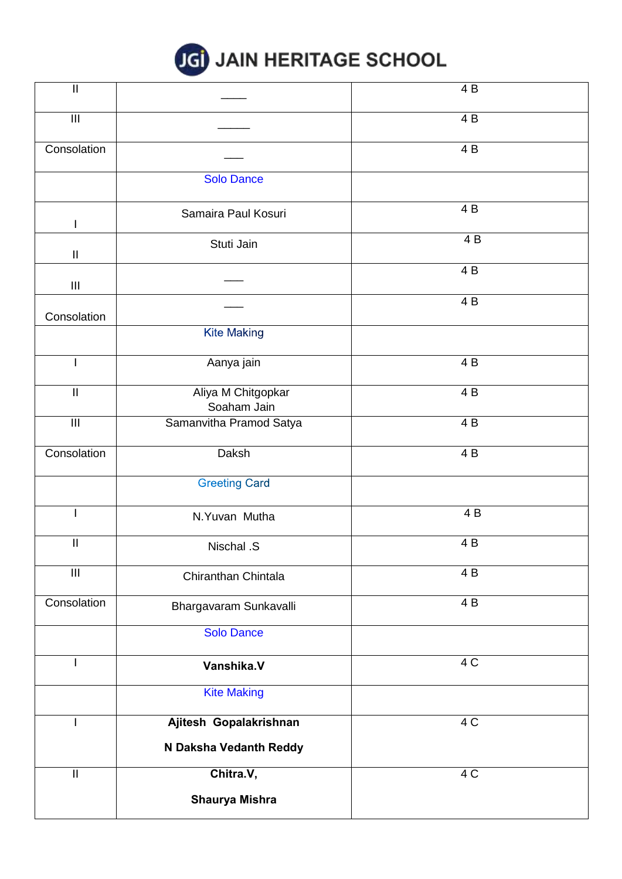| II | ____ | 4 B |
|---|---|---|
| III | _____ | 4 B |
| Consolation | ___ | 4 B |
| | Solo Dance | |
| I | Samaira Paul Kosuri | 4 B |
| II | Stuti Jain | 4 B |
| III | ___ | 4 B |
| Consolation | ___ | 4 B |
| | Kite Making | |
| I | Aanya jain | 4 B |
| II | Aliya M Chitgopkar<br>Soaham Jain | 4 B |
| III | Samanvitha Pramod Satya | 4 B |
| Consolation | Daksh | 4 B |
| | Greeting Card | |
| I | N.Yuvan Mutha | 4 B |
| II | Nischal .S | 4 B |
| III | Chiranthan Chintala | 4 B |
| Consolation | Bhargavaram Sunkavalli | 4 B |
| | Solo Dance | |
| I | **Vanshika.V** | 4 C |
| | Kite Making | |
| I | **Ajitesh Gopalakrishnan**<br>**N Daksha Vedanth Reddy** | 4 C |
| II | **Chitra.V,**<br>**Shaurya Mishra** | 4 C |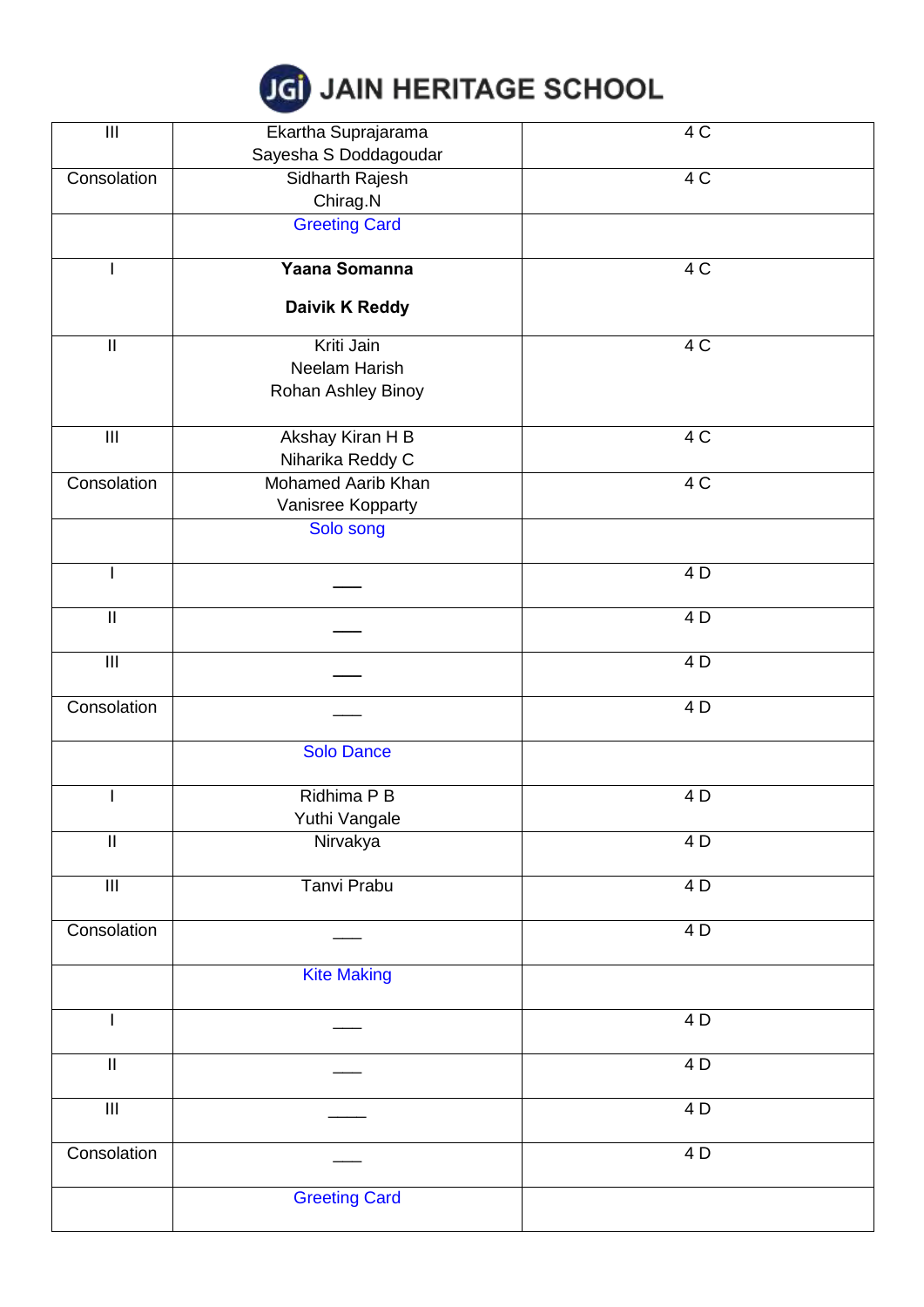# JAIN HERITAGE SCHOOL

| | | |
|---|---|---|
| III | Ekartha Suprajarama<br>Sayesha S Doddagoudar | 4 C |
| Consolation | Sidharth Rajesh<br>Chirag.N | 4 C |
| | Greeting Card | |
| I | **Yaana Somanna**<br><br>**Daivik K Reddy** | 4 C |
| II | Kriti Jain<br>Neelam Harish<br>Rohan Ashley Binoy | 4 C |
| III | Akshay Kiran H B<br>Niharika Reddy C | 4 C |
| Consolation | Mohamed Aarib Khan<br>Vanisree Kopparty | 4 C |
| | Solo song | |
| I | ___ | 4 D |
| II | ___ | 4 D |
| III | ___ | 4 D |
| Consolation | ___ | 4 D |
| | Solo Dance | |
| I | Ridhima P B<br>Yuthi Vangale | 4 D |
| II | Nirvakya | 4 D |
| III | Tanvi Prabu | 4 D |
| Consolation | ___ | 4 D |
| | Kite Making | |
| I | ___ | 4 D |
| II | ___ | 4 D |
| III | ____ | 4 D |
| Consolation | ___ | 4 D |
| | Greeting Card | |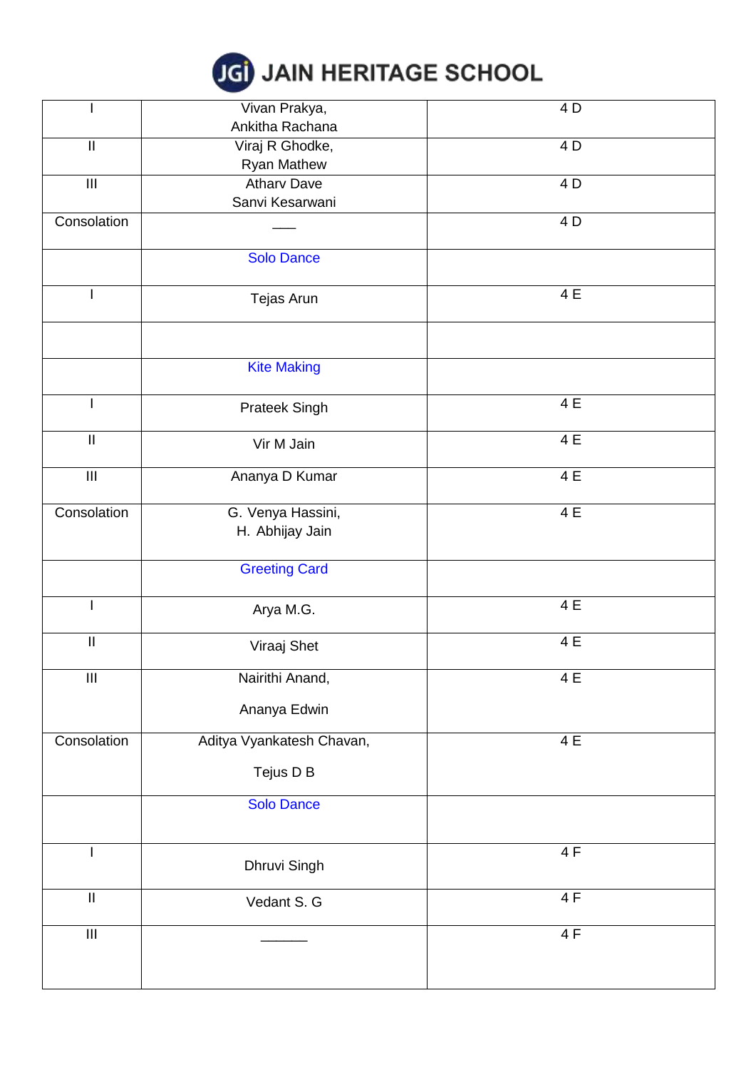# JAIN HERITAGE SCHOOL

| | | |
|---|---|---|
| I | Vivan Prakya, Ankitha Rachana | 4 D |
| II | Viraj R Ghodke, Ryan Mathew | 4 D |
| III | Atharv Dave Sanvi Kesarwani | 4 D |
| Consolation | ___ | 4 D |
| | Solo Dance | |
| I | Tejas Arun | 4 E |
| | | |
| | Kite Making | |
| I | Prateek Singh | 4 E |
| II | Vir M Jain | 4 E |
| III | Ananya D Kumar | 4 E |
| Consolation | G. Venya Hassini, H. Abhijay Jain | 4 E |
| | Greeting Card | |
| I | Arya M.G. | 4 E |
| II | Viraaj Shet | 4 E |
| III | Nairithi Anand, Ananya Edwin | 4 E |
| Consolation | Aditya Vyankatesh Chavan, Tejus D B | 4 E |
| | Solo Dance | |
| I | Dhruvi Singh | 4 F |
| II | Vedant S. G | 4 F |
| III | ______ | 4 F |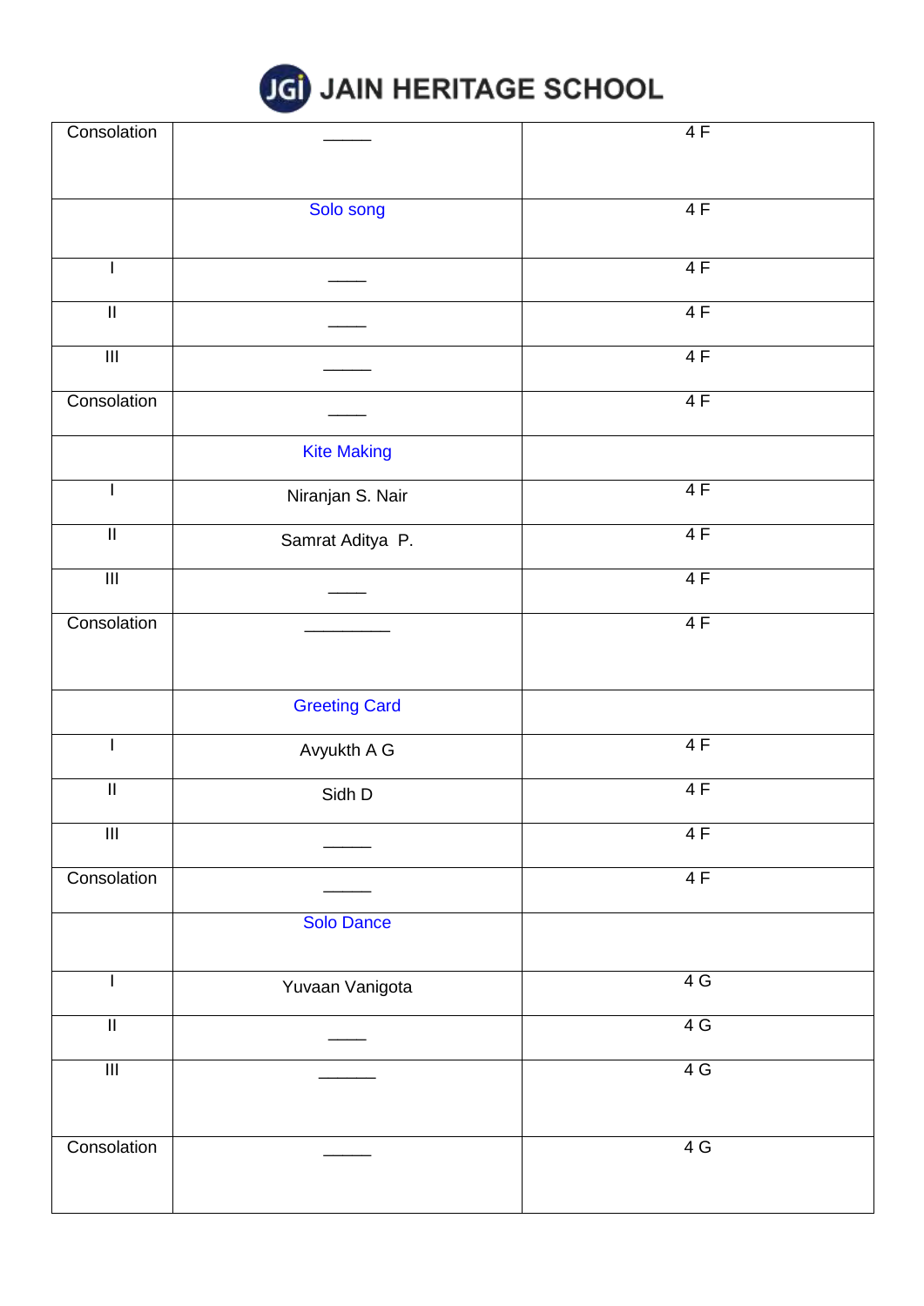# JAIN HERITAGE SCHOOL

| | | |
|---|---|---|
| Consolation | _____ | 4 F |
| | Solo song | 4 F |
| I | ____ | 4 F |
| II | ____ | 4 F |
| III | _____ | 4 F |
| Consolation | ____ | 4 F |
| | Kite Making | |
| I | Niranjan S. Nair | 4 F |
| II | Samrat Aditya P. | 4 F |
| III | ____ | 4 F |
| Consolation | _________ | 4 F |
| | Greeting Card | |
| I | Avyukth A G | 4 F |
| II | Sidh D | 4 F |
| III | _____ | 4 F |
| Consolation | _____ | 4 F |
| | Solo Dance | |
| I | Yuvaan Vanigota | 4 G |
| II | ____ | 4 G |
| III | ______ | 4 G |
| Consolation | _____ | 4 G |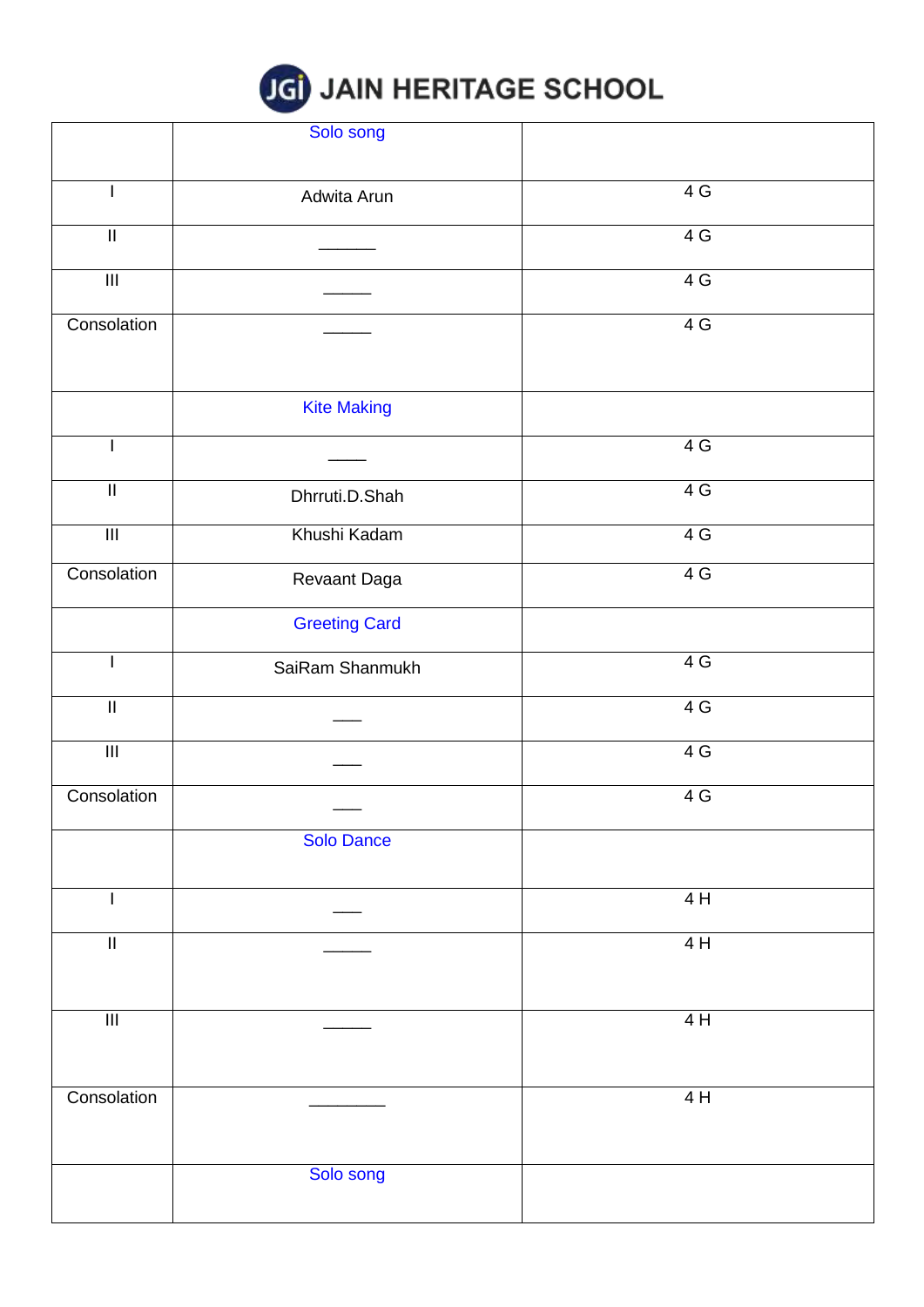# JAIN HERITAGE SCHOOL

| | Solo song | |
|---|---|---|
| I | Adwita Arun | 4 G |
| II | ______ | 4 G |
| III | _____ | 4 G |
| Consolation | _____ | 4 G |
| | Kite Making | |
| I | ____ | 4 G |
| II | Dhrruti.D.Shah | 4 G |
| III | Khushi Kadam | 4 G |
| Consolation | Revaant Daga | 4 G |
| | Greeting Card | |
| I | SaiRam Shanmukh | 4 G |
| II | ___ | 4 G |
| III | ___ | 4 G |
| Consolation | ___ | 4 G |
| | Solo Dance | |
| I | ___ | 4 H |
| II | _____ | 4 H |
| III | _____ | 4 H |
| Consolation | ________ | 4 H |
| | Solo song | |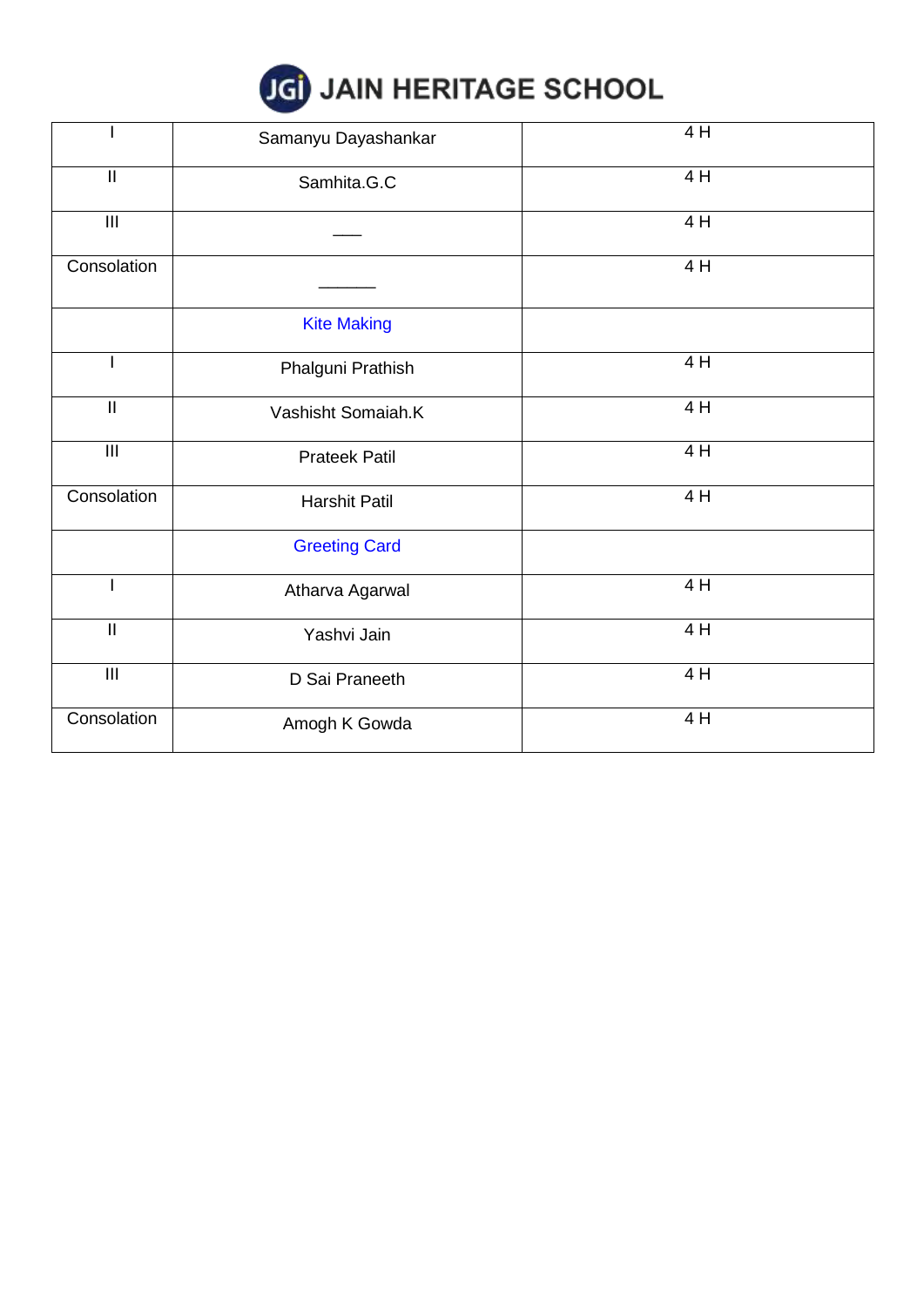# JAIN HERITAGE SCHOOL

| | | |
|---|---|---|
| I | Samanyu Dayashankar | 4 H |
| II | Samhita.G.C | 4 H |
| III | ___ | 4 H |
| Consolation | ______ | 4 H |
| | Kite Making | |
| I | Phalguni Prathish | 4 H |
| II | Vashisht Somaiah.K | 4 H |
| III | Prateek Patil | 4 H |
| Consolation | Harshit Patil | 4 H |
| | Greeting Card | |
| I | Atharva Agarwal | 4 H |
| II | Yashvi Jain | 4 H |
| III | D Sai Praneeth | 4 H |
| Consolation | Amogh K Gowda | 4 H |